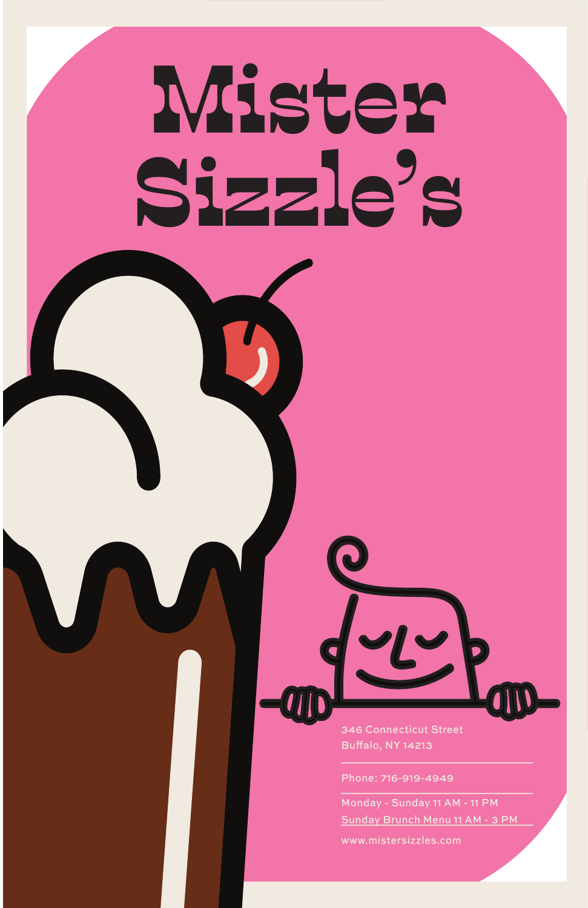# Mister Sizzle's

346 Connecticut Street
Buffalo, NY 14213

Phone: 716-919-4949

Monday - Sunday 11 AM - 11 PM
Sunday Brunch Menu 11 AM - 3 PM

www.mistersizzles.com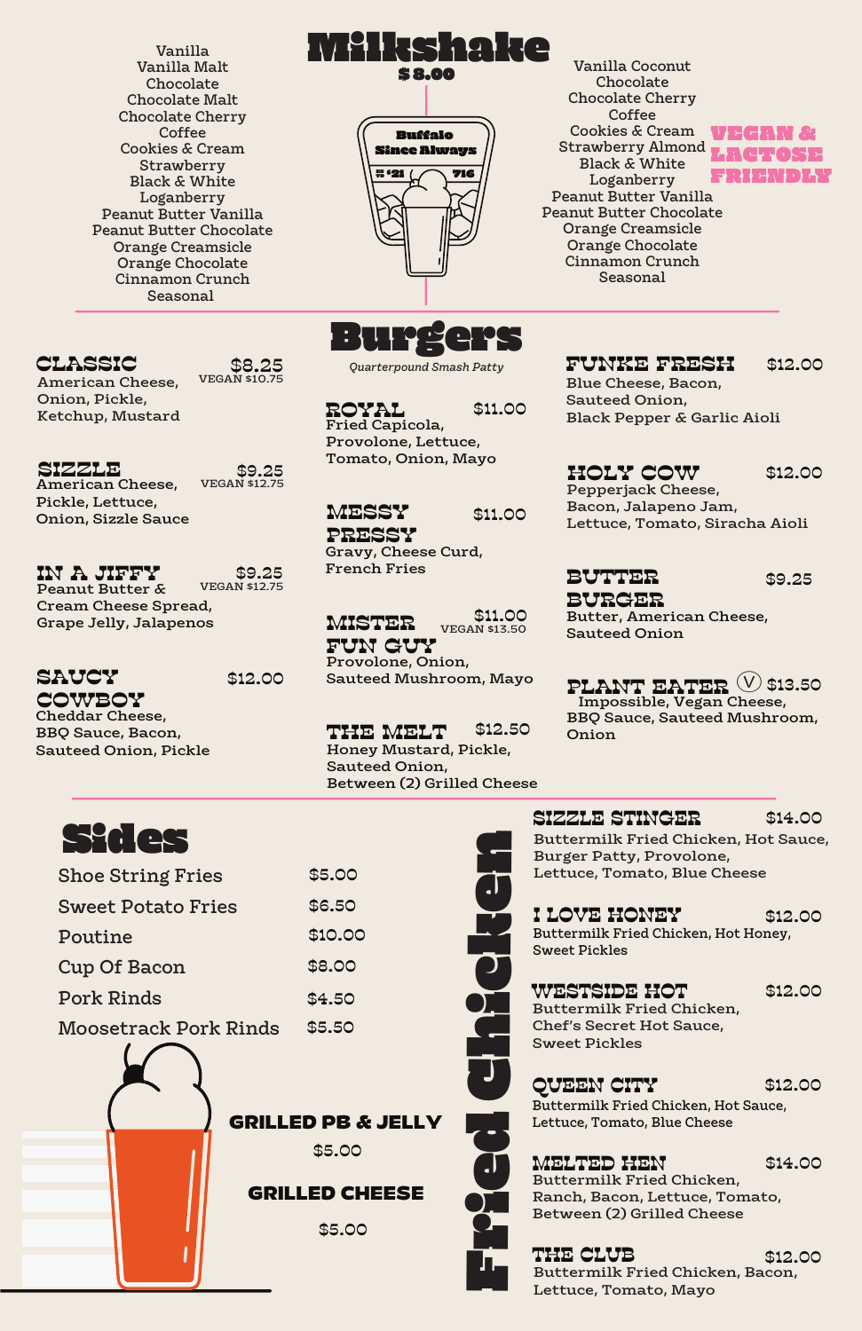# Milkshake

**$8.00**

Vanilla
Vanilla Malt
Chocolate
Chocolate Malt
Chocolate Cherry
Coffee
Cookies & Cream
Strawberry
Black & White
Loganberry
Peanut Butter Vanilla
Peanut Butter Chocolate
Orange Creamsicle
Orange Chocolate
Cinnamon Crunch
Seasonal

Buffalo Since Always
'21 716

**VEGAN & LACTOSE FRIENDLY**

Vanilla Coconut
Chocolate
Chocolate Cherry
Coffee
Cookies & Cream
Strawberry Almond
Black & White
Loganberry
Peanut Butter Vanilla
Peanut Butter Chocolate
Orange Creamsicle
Orange Chocolate
Cinnamon Crunch
Seasonal

# Burgers

*Quarterpound Smash Patty*

**CLASSIC** — $8.25 (VEGAN $10.75)
American Cheese, Onion, Pickle, Ketchup, Mustard

**SIZZLE** — $9.25 (VEGAN $12.75)
American Cheese, Pickle, Lettuce, Onion, Sizzle Sauce

**IN A JIFFY** — $9.25 (VEGAN $12.75)
Peanut Butter & Cream Cheese Spread, Grape Jelly, Jalapenos

**SAUCY COWBOY** — $12.00
Cheddar Cheese, BBQ Sauce, Bacon, Sauteed Onion, Pickle

**ROYAL** — $11.00
Fried Capicola, Provolone, Lettuce, Tomato, Onion, Mayo

**MESSY PRESSY** — $11.00
Gravy, Cheese Curd, French Fries

**MISTER FUN GUY** — $11.00 (VEGAN $13.50)
Provolone, Onion, Sauteed Mushroom, Mayo

**THE MELT** — $12.50
Honey Mustard, Pickle, Sauteed Onion, Between (2) Grilled Cheese

**FUNKE FRESH** — $12.00
Blue Cheese, Bacon, Sauteed Onion, Black Pepper & Garlic Aioli

**HOLY COW** — $12.00
Pepperjack Cheese, Bacon, Jalapeno Jam, Lettuce, Tomato, Siracha Aioli

**BUTTER BURGER** — $9.25
Butter, American Cheese, Sauteed Onion

**PLANT EATER** (V) — $13.50
Impossible, Vegan Cheese, BBQ Sauce, Sauteed Mushroom, Onion

# Sides

| | |
|---|---|
| Shoe String Fries | $5.00 |
| Sweet Potato Fries | $6.50 |
| Poutine | $10.00 |
| Cup Of Bacon | $8.00 |
| Pork Rinds | $4.50 |
| Moosetrack Pork Rinds | $5.50 |

**GRILLED PB & JELLY**
$5.00

**GRILLED CHEESE**
$5.00

# Fried Chicken

**SIZZLE STINGER** — $14.00
Buttermilk Fried Chicken, Hot Sauce, Burger Patty, Provolone, Lettuce, Tomato, Blue Cheese

**I LOVE HONEY** — $12.00
Buttermilk Fried Chicken, Hot Honey, Sweet Pickles

**WESTSIDE HOT** — $12.00
Buttermilk Fried Chicken, Chef's Secret Hot Sauce, Sweet Pickles

**QUEEN CITY** — $12.00
Buttermilk Fried Chicken, Hot Sauce, Lettuce, Tomato, Blue Cheese

**MELTED HEN** — $14.00
Buttermilk Fried Chicken, Ranch, Bacon, Lettuce, Tomato, Between (2) Grilled Cheese

**THE CLUB** — $12.00
Buttermilk Fried Chicken, Bacon, Lettuce, Tomato, Mayo